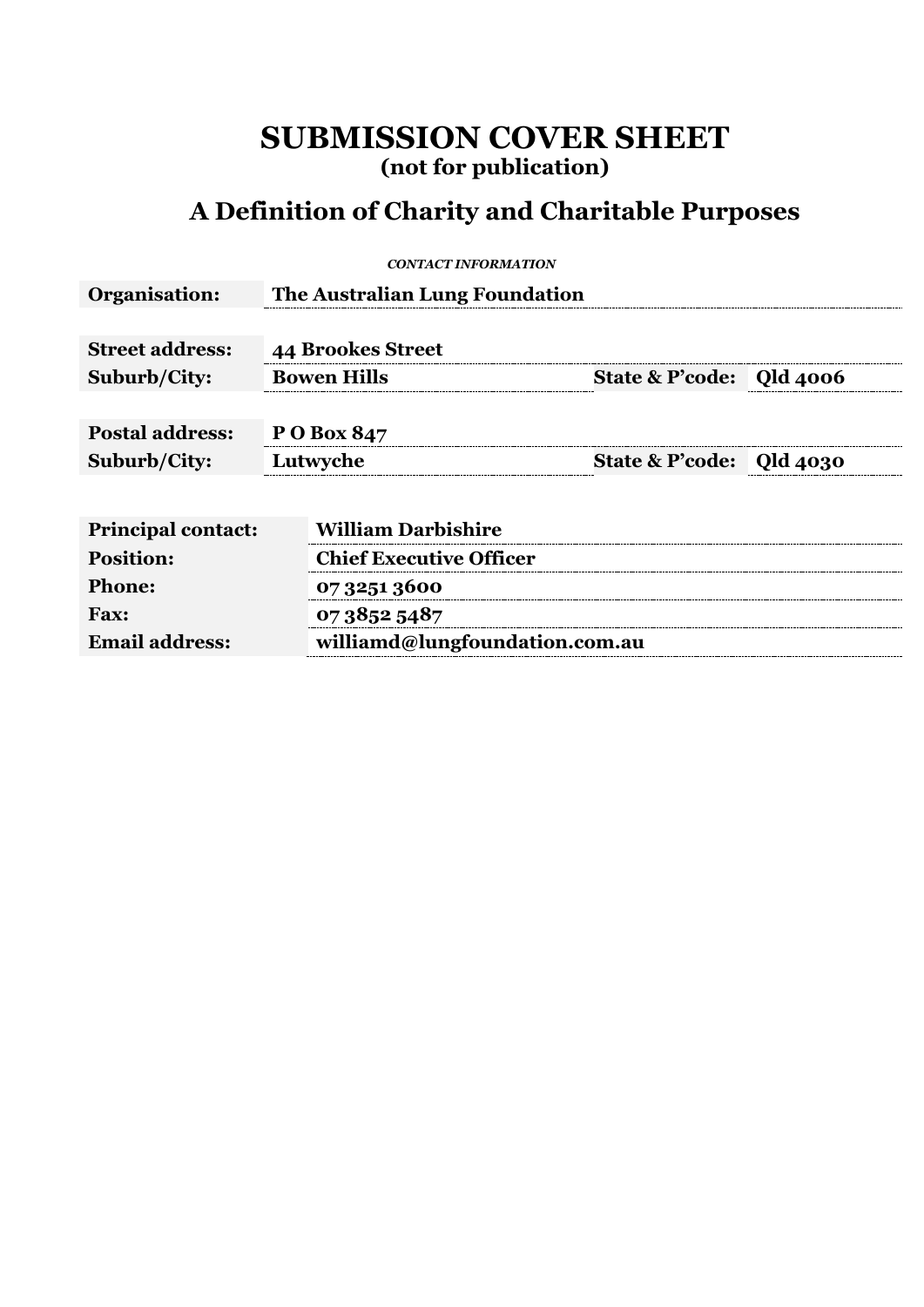# SUBMISSION COVER SHEET

**(not for publication)**

## A Definition of Charity and Charitable Purposes

***CONTACT INFORMATION***

| | | | |
|---|---|---|---|
| **Organisation:** | **The Australian Lung Foundation** | | |
| **Street address:** | **44 Brookes Street** | | |
| **Suburb/City:** | **Bowen Hills** | **State & P'code:** | **Qld 4006** |
| **Postal address:** | **P O Box 847** | | |
| **Suburb/City:** | **Lutwyche** | **State & P'code:** | **Qld 4030** |

| | |
|---|---|
| **Principal contact:** | **William Darbishire** |
| **Position:** | **Chief Executive Officer** |
| **Phone:** | **07 3251 3600** |
| **Fax:** | **07 3852 5487** |
| **Email address:** | **williamd@lungfoundation.com.au** |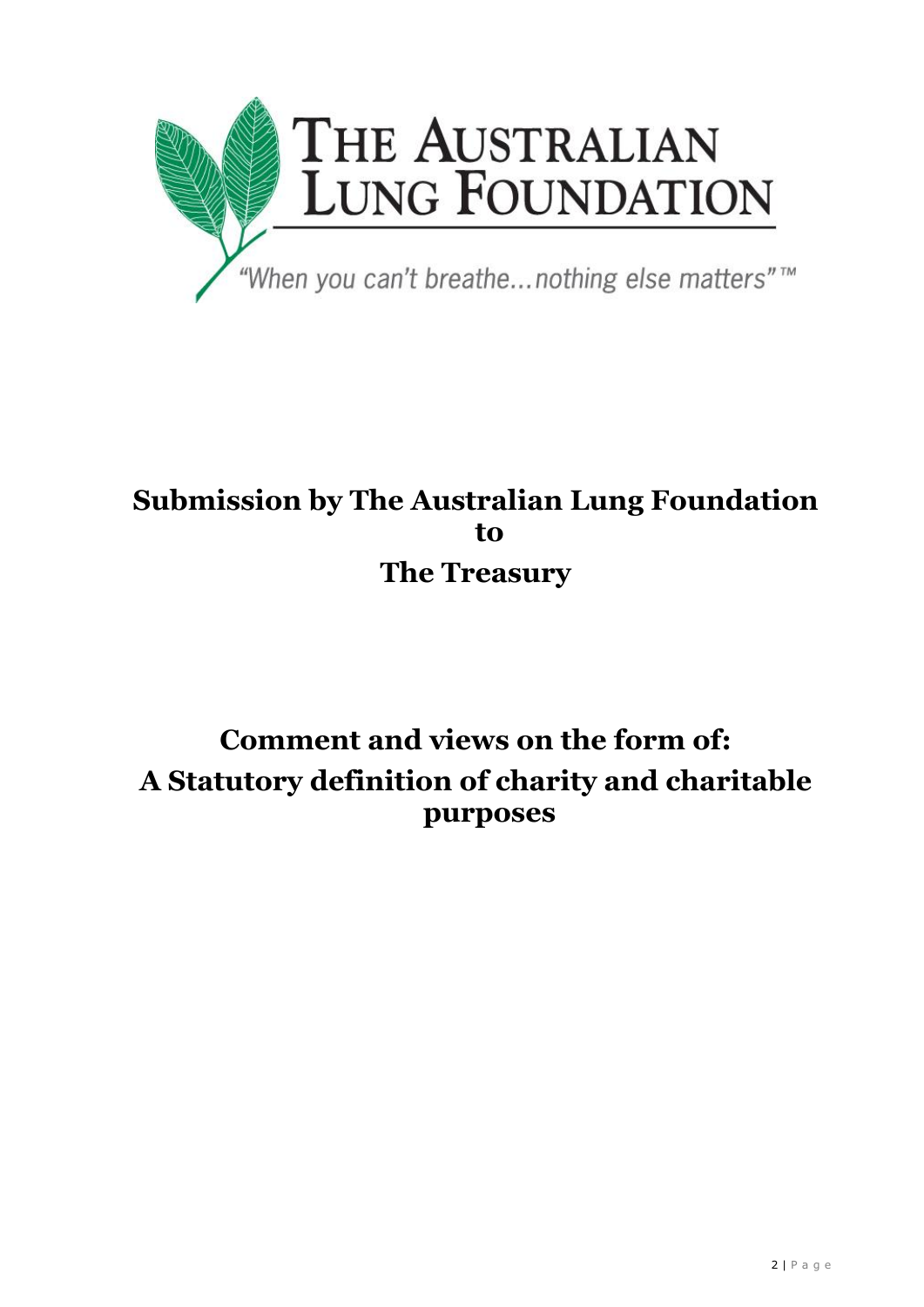THE AUSTRALIAN LUNG FOUNDATION

"When you can't breathe…nothing else matters"™

# Submission by The Australian Lung Foundation to The Treasury

# Comment and views on the form of: A Statutory definition of charity and charitable purposes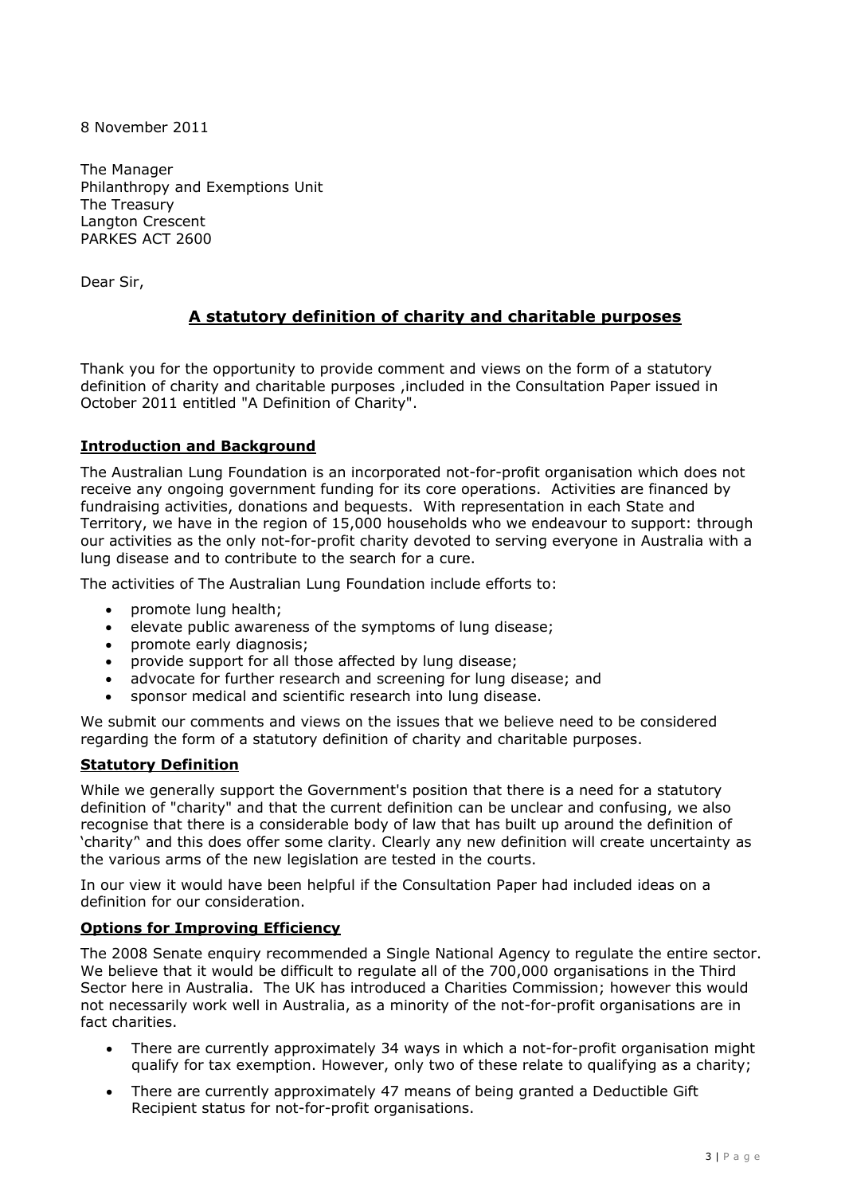8 November 2011

The Manager
Philanthropy and Exemptions Unit
The Treasury
Langton Crescent
PARKES ACT 2600

Dear Sir,

## A statutory definition of charity and charitable purposes

Thank you for the opportunity to provide comment and views on the form of a statutory definition of charity and charitable purposes ,included in the Consultation Paper issued in October 2011 entitled "A Definition of Charity".

### Introduction and Background

The Australian Lung Foundation is an incorporated not-for-profit organisation which does not receive any ongoing government funding for its core operations. Activities are financed by fundraising activities, donations and bequests. With representation in each State and Territory, we have in the region of 15,000 households who we endeavour to support: through our activities as the only not-for-profit charity devoted to serving everyone in Australia with a lung disease and to contribute to the search for a cure.

The activities of The Australian Lung Foundation include efforts to:

- promote lung health;
- elevate public awareness of the symptoms of lung disease;
- promote early diagnosis;
- provide support for all those affected by lung disease;
- advocate for further research and screening for lung disease; and
- sponsor medical and scientific research into lung disease.

We submit our comments and views on the issues that we believe need to be considered regarding the form of a statutory definition of charity and charitable purposes.

### Statutory Definition

While we generally support the Government's position that there is a need for a statutory definition of "charity" and that the current definition can be unclear and confusing, we also recognise that there is a considerable body of law that has built up around the definition of 'charity^ and this does offer some clarity. Clearly any new definition will create uncertainty as the various arms of the new legislation are tested in the courts.

In our view it would have been helpful if the Consultation Paper had included ideas on a definition for our consideration.

### Options for Improving Efficiency

The 2008 Senate enquiry recommended a Single National Agency to regulate the entire sector. We believe that it would be difficult to regulate all of the 700,000 organisations in the Third Sector here in Australia. The UK has introduced a Charities Commission; however this would not necessarily work well in Australia, as a minority of the not-for-profit organisations are in fact charities.

- There are currently approximately 34 ways in which a not-for-profit organisation might qualify for tax exemption. However, only two of these relate to qualifying as a charity;
- There are currently approximately 47 means of being granted a Deductible Gift Recipient status for not-for-profit organisations.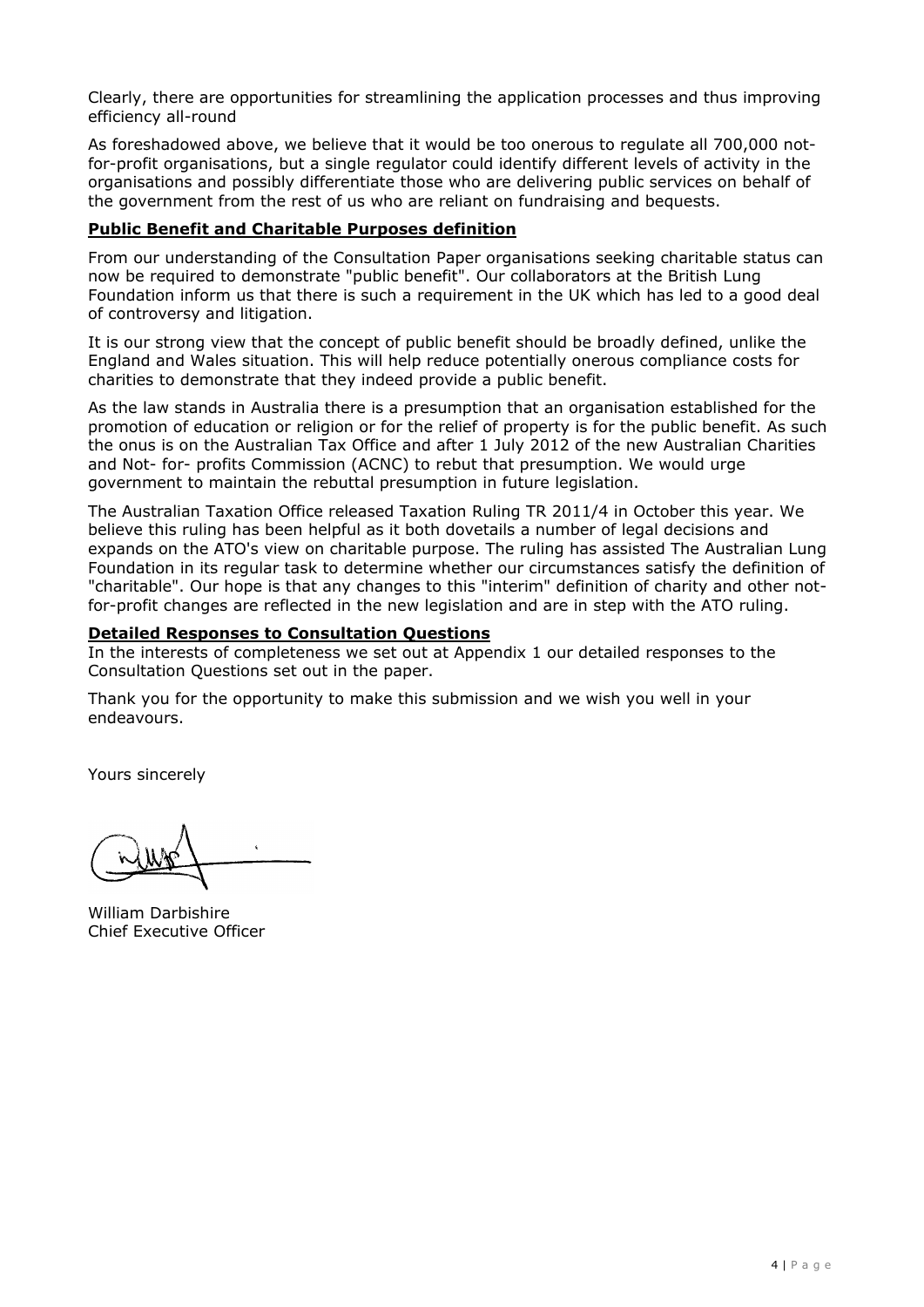Clearly, there are opportunities for streamlining the application processes and thus improving efficiency all-round

As foreshadowed above, we believe that it would be too onerous to regulate all 700,000 not-for-profit organisations, but a single regulator could identify different levels of activity in the organisations and possibly differentiate those who are delivering public services on behalf of the government from the rest of us who are reliant on fundraising and bequests.

**Public Benefit and Charitable Purposes definition**

From our understanding of the Consultation Paper organisations seeking charitable status can now be required to demonstrate "public benefit". Our collaborators at the British Lung Foundation inform us that there is such a requirement in the UK which has led to a good deal of controversy and litigation.

It is our strong view that the concept of public benefit should be broadly defined, unlike the England and Wales situation. This will help reduce potentially onerous compliance costs for charities to demonstrate that they indeed provide a public benefit.

As the law stands in Australia there is a presumption that an organisation established for the promotion of education or religion or for the relief of property is for the public benefit. As such the onus is on the Australian Tax Office and after 1 July 2012 of the new Australian Charities and Not- for- profits Commission (ACNC) to rebut that presumption. We would urge government to maintain the rebuttal presumption in future legislation.

The Australian Taxation Office released Taxation Ruling TR 2011/4 in October this year. We believe this ruling has been helpful as it both dovetails a number of legal decisions and expands on the ATO's view on charitable purpose. The ruling has assisted The Australian Lung Foundation in its regular task to determine whether our circumstances satisfy the definition of "charitable". Our hope is that any changes to this "interim" definition of charity and other not-for-profit changes are reflected in the new legislation and are in step with the ATO ruling.

**Detailed Responses to Consultation Questions**

In the interests of completeness we set out at Appendix 1 our detailed responses to the Consultation Questions set out in the paper.

Thank you for the opportunity to make this submission and we wish you well in your endeavours.

Yours sincerely

William Darbishire
Chief Executive Officer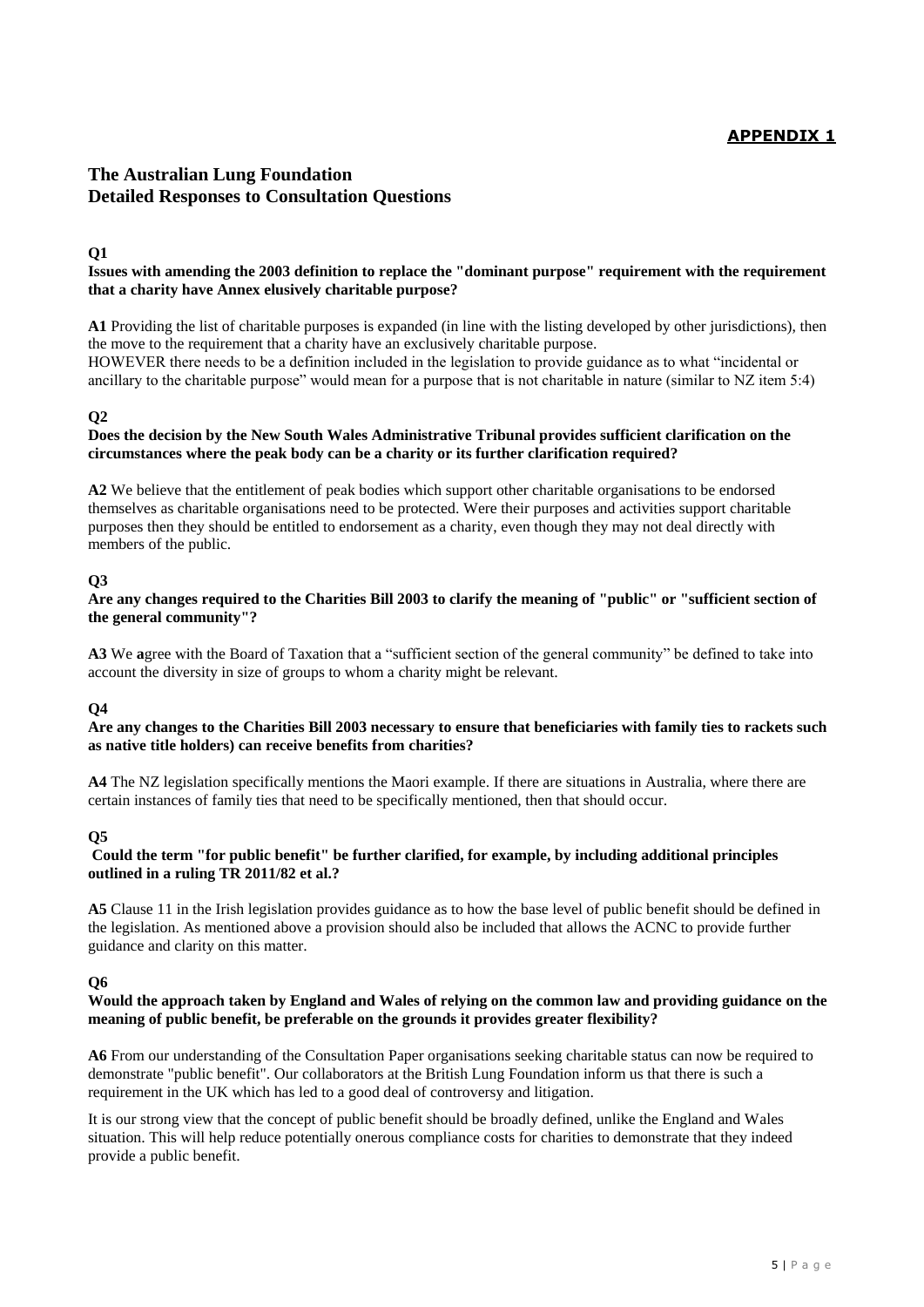**APPENDIX 1**

## The Australian Lung Foundation
## Detailed Responses to Consultation Questions

**Q1**

**Issues with amending the 2003 definition to replace the "dominant purpose" requirement with the requirement that a charity have Annex elusively charitable purpose?**

**A1** Providing the list of charitable purposes is expanded (in line with the listing developed by other jurisdictions), then the move to the requirement that a charity have an exclusively charitable purpose.
HOWEVER there needs to be a definition included in the legislation to provide guidance as to what "incidental or ancillary to the charitable purpose" would mean for a purpose that is not charitable in nature (similar to NZ item 5:4)

**Q2**

**Does the decision by the New South Wales Administrative Tribunal provides sufficient clarification on the circumstances where the peak body can be a charity or its further clarification required?**

**A2** We believe that the entitlement of peak bodies which support other charitable organisations to be endorsed themselves as charitable organisations need to be protected. Were their purposes and activities support charitable purposes then they should be entitled to endorsement as a charity, even though they may not deal directly with members of the public.

**Q3**

**Are any changes required to the Charities Bill 2003 to clarify the meaning of "public" or "sufficient section of the general community"?**

**A3** We **a**gree with the Board of Taxation that a "sufficient section of the general community" be defined to take into account the diversity in size of groups to whom a charity might be relevant.

**Q4**

**Are any changes to the Charities Bill 2003 necessary to ensure that beneficiaries with family ties to rackets such as native title holders) can receive benefits from charities?**

**A4** The NZ legislation specifically mentions the Maori example. If there are situations in Australia, where there are certain instances of family ties that need to be specifically mentioned, then that should occur.

**Q5**

**Could the term "for public benefit" be further clarified, for example, by including additional principles outlined in a ruling TR 2011/82 et al.?**

**A5** Clause 11 in the Irish legislation provides guidance as to how the base level of public benefit should be defined in the legislation. As mentioned above a provision should also be included that allows the ACNC to provide further guidance and clarity on this matter.

**Q6**

**Would the approach taken by England and Wales of relying on the common law and providing guidance on the meaning of public benefit, be preferable on the grounds it provides greater flexibility?**

**A6** From our understanding of the Consultation Paper organisations seeking charitable status can now be required to demonstrate "public benefit". Our collaborators at the British Lung Foundation inform us that there is such a requirement in the UK which has led to a good deal of controversy and litigation.

It is our strong view that the concept of public benefit should be broadly defined, unlike the England and Wales situation. This will help reduce potentially onerous compliance costs for charities to demonstrate that they indeed provide a public benefit.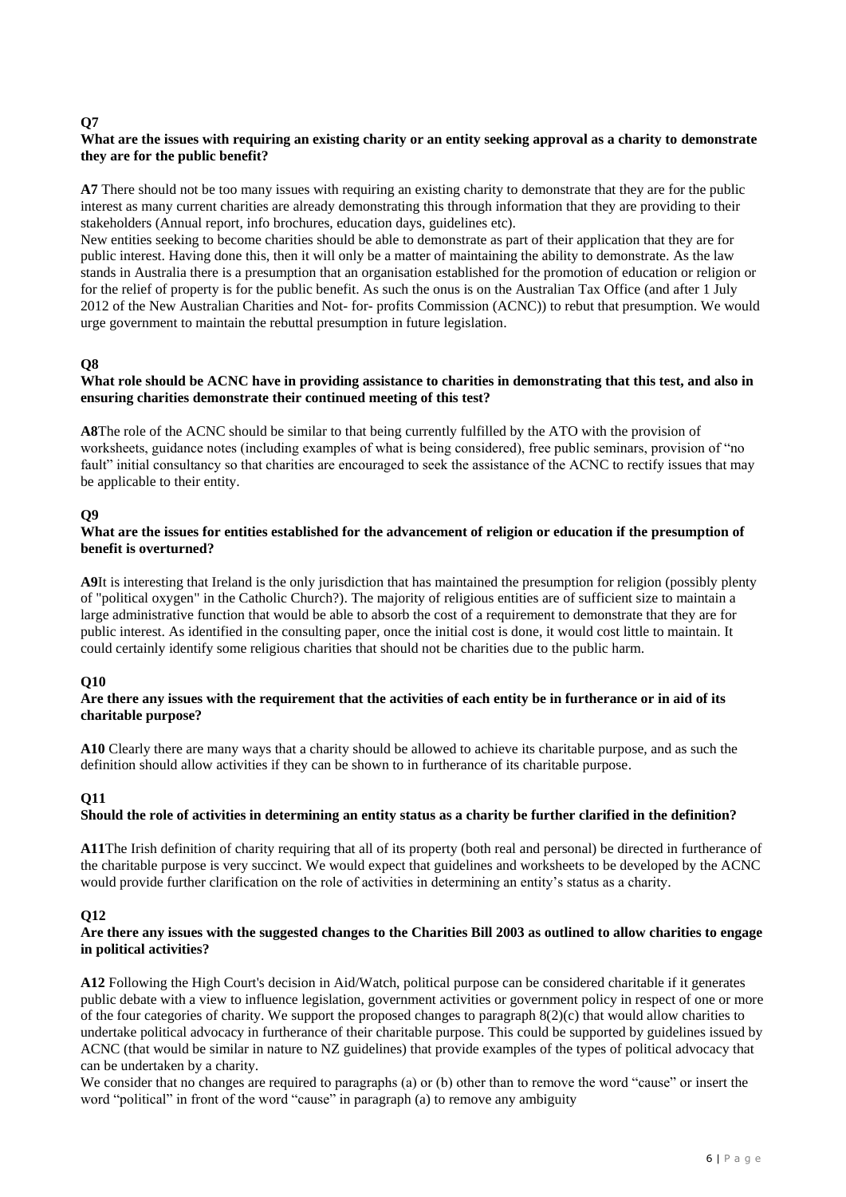**Q7**

**What are the issues with requiring an existing charity or an entity seeking approval as a charity to demonstrate they are for the public benefit?**

**A7** There should not be too many issues with requiring an existing charity to demonstrate that they are for the public interest as many current charities are already demonstrating this through information that they are providing to their stakeholders (Annual report, info brochures, education days, guidelines etc).

New entities seeking to become charities should be able to demonstrate as part of their application that they are for public interest. Having done this, then it will only be a matter of maintaining the ability to demonstrate. As the law stands in Australia there is a presumption that an organisation established for the promotion of education or religion or for the relief of property is for the public benefit. As such the onus is on the Australian Tax Office (and after 1 July 2012 of the New Australian Charities and Not- for- profits Commission (ACNC)) to rebut that presumption. We would urge government to maintain the rebuttal presumption in future legislation.

**Q8**

**What role should be ACNC have in providing assistance to charities in demonstrating that this test, and also in ensuring charities demonstrate their continued meeting of this test?**

**A8**The role of the ACNC should be similar to that being currently fulfilled by the ATO with the provision of worksheets, guidance notes (including examples of what is being considered), free public seminars, provision of "no fault" initial consultancy so that charities are encouraged to seek the assistance of the ACNC to rectify issues that may be applicable to their entity.

**Q9**

**What are the issues for entities established for the advancement of religion or education if the presumption of benefit is overturned?**

**A9**It is interesting that Ireland is the only jurisdiction that has maintained the presumption for religion (possibly plenty of "political oxygen" in the Catholic Church?). The majority of religious entities are of sufficient size to maintain a large administrative function that would be able to absorb the cost of a requirement to demonstrate that they are for public interest. As identified in the consulting paper, once the initial cost is done, it would cost little to maintain. It could certainly identify some religious charities that should not be charities due to the public harm.

**Q10**

**Are there any issues with the requirement that the activities of each entity be in furtherance or in aid of its charitable purpose?**

**A10** Clearly there are many ways that a charity should be allowed to achieve its charitable purpose, and as such the definition should allow activities if they can be shown to in furtherance of its charitable purpose.

**Q11**

**Should the role of activities in determining an entity status as a charity be further clarified in the definition?**

**A11**The Irish definition of charity requiring that all of its property (both real and personal) be directed in furtherance of the charitable purpose is very succinct. We would expect that guidelines and worksheets to be developed by the ACNC would provide further clarification on the role of activities in determining an entity's status as a charity.

**Q12**

**Are there any issues with the suggested changes to the Charities Bill 2003 as outlined to allow charities to engage in political activities?**

**A12** Following the High Court's decision in Aid/Watch, political purpose can be considered charitable if it generates public debate with a view to influence legislation, government activities or government policy in respect of one or more of the four categories of charity. We support the proposed changes to paragraph 8(2)(c) that would allow charities to undertake political advocacy in furtherance of their charitable purpose. This could be supported by guidelines issued by ACNC (that would be similar in nature to NZ guidelines) that provide examples of the types of political advocacy that can be undertaken by a charity.

We consider that no changes are required to paragraphs (a) or (b) other than to remove the word "cause" or insert the word "political" in front of the word "cause" in paragraph (a) to remove any ambiguity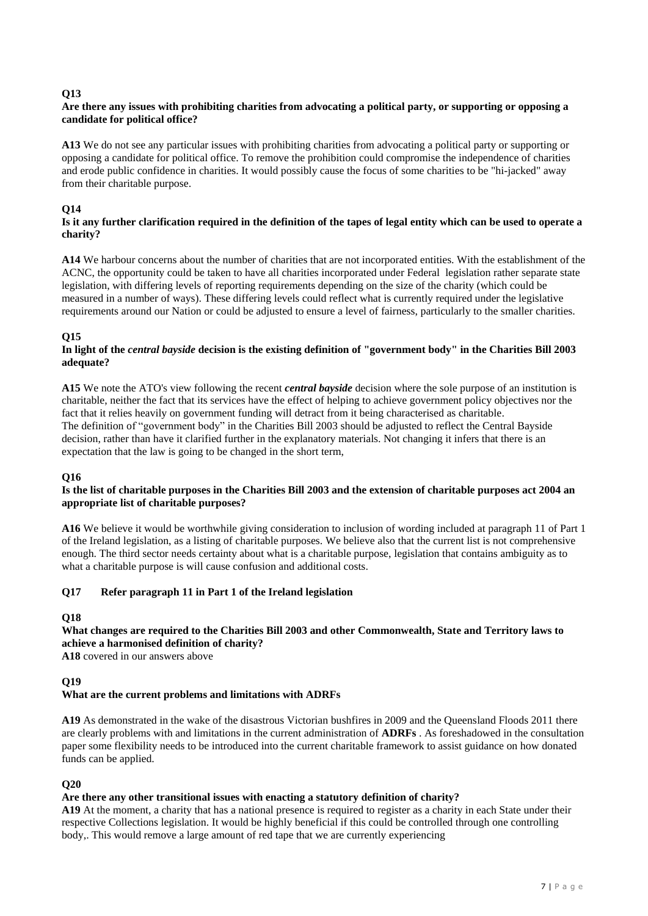**Q13**

**Are there any issues with prohibiting charities from advocating a political party, or supporting or opposing a candidate for political office?**

**A13** We do not see any particular issues with prohibiting charities from advocating a political party or supporting or opposing a candidate for political office. To remove the prohibition could compromise the independence of charities and erode public confidence in charities. It would possibly cause the focus of some charities to be "hi-jacked" away from their charitable purpose.

**Q14**

**Is it any further clarification required in the definition of the tapes of legal entity which can be used to operate a charity?**

**A14** We harbour concerns about the number of charities that are not incorporated entities. With the establishment of the ACNC, the opportunity could be taken to have all charities incorporated under Federal legislation rather separate state legislation, with differing levels of reporting requirements depending on the size of the charity (which could be measured in a number of ways). These differing levels could reflect what is currently required under the legislative requirements around our Nation or could be adjusted to ensure a level of fairness, particularly to the smaller charities.

**Q15**

**In light of the *central bayside* decision is the existing definition of "government body" in the Charities Bill 2003 adequate?**

**A15** We note the ATO's view following the recent ***central bayside*** decision where the sole purpose of an institution is charitable, neither the fact that its services have the effect of helping to achieve government policy objectives nor the fact that it relies heavily on government funding will detract from it being characterised as charitable.
The definition of "government body" in the Charities Bill 2003 should be adjusted to reflect the Central Bayside decision, rather than have it clarified further in the explanatory materials. Not changing it infers that there is an expectation that the law is going to be changed in the short term,

**Q16**

**Is the list of charitable purposes in the Charities Bill 2003 and the extension of charitable purposes act 2004 an appropriate list of charitable purposes?**

**A16** We believe it would be worthwhile giving consideration to inclusion of wording included at paragraph 11 of Part 1 of the Ireland legislation, as a listing of charitable purposes. We believe also that the current list is not comprehensive enough. The third sector needs certainty about what is a charitable purpose, legislation that contains ambiguity as to what a charitable purpose is will cause confusion and additional costs.

**Q17 Refer paragraph 11 in Part 1 of the Ireland legislation**

**Q18**

**What changes are required to the Charities Bill 2003 and other Commonwealth, State and Territory laws to achieve a harmonised definition of charity?**

**A18** covered in our answers above

**Q19**

**What are the current problems and limitations with ADRFs**

**A19** As demonstrated in the wake of the disastrous Victorian bushfires in 2009 and the Queensland Floods 2011 there are clearly problems with and limitations in the current administration of **ADRFs** . As foreshadowed in the consultation paper some flexibility needs to be introduced into the current charitable framework to assist guidance on how donated funds can be applied.

**Q20**

**Are there any other transitional issues with enacting a statutory definition of charity?**

**A19** At the moment, a charity that has a national presence is required to register as a charity in each State under their respective Collections legislation. It would be highly beneficial if this could be controlled through one controlling body,. This would remove a large amount of red tape that we are currently experiencing